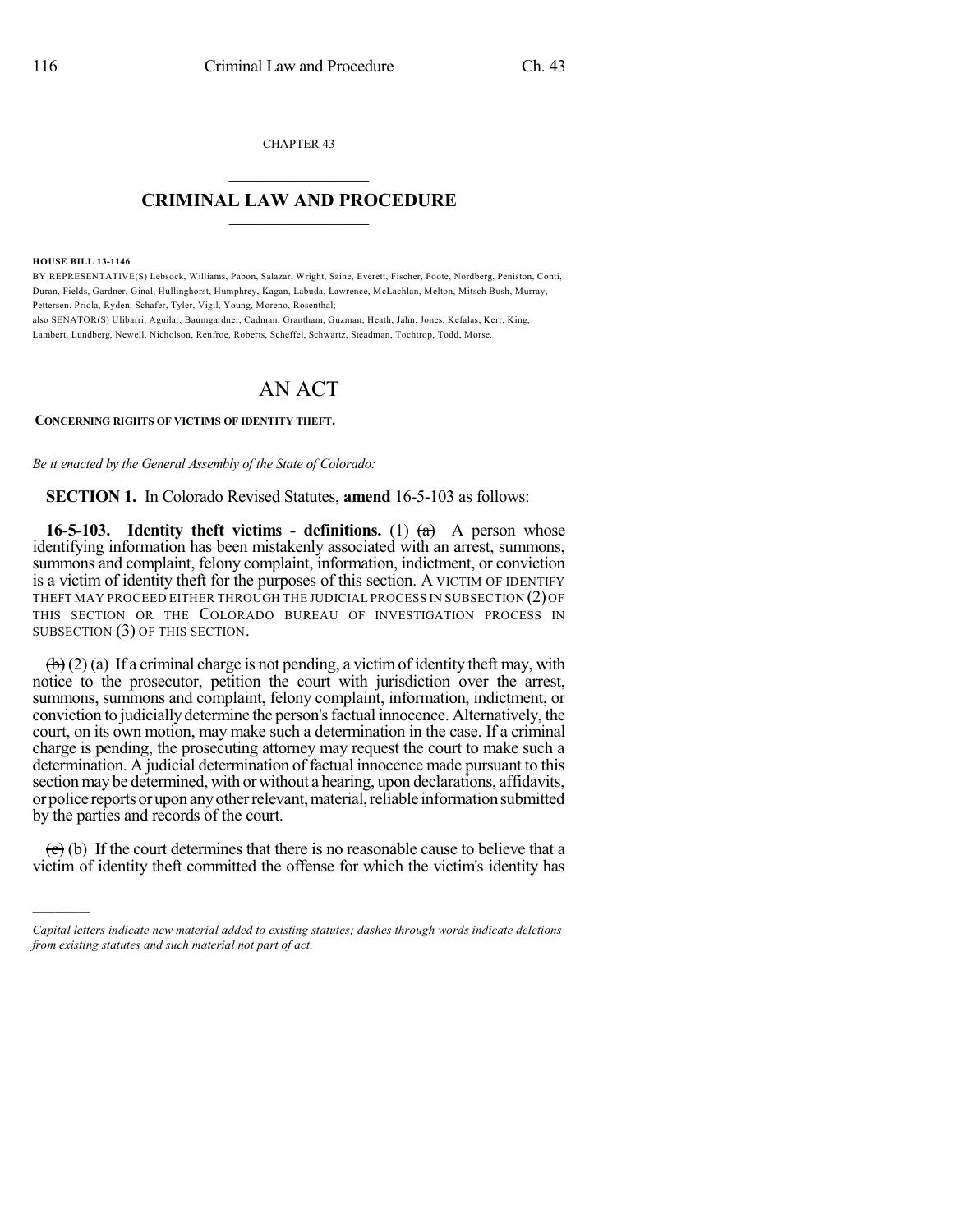CHAPTER 43

# CRIMINAL LAW AND PROCEDURE

**HOUSE BILL 13-1146**

BY REPRESENTATIVE(S) Lebsock, Williams, Pabon, Salazar, Wright, Saine, Everett, Fischer, Foote, Nordberg, Peniston, Conti, Duran, Fields, Gardner, Ginal, Hullinghorst, Humphrey, Kagan, Labuda, Lawrence, McLachlan, Melton, Mitsch Bush, Murray, Pettersen, Priola, Ryden, Schafer, Tyler, Vigil, Young, Moreno, Rosenthal;
also SENATOR(S) Ulibarri, Aguilar, Baumgardner, Cadman, Grantham, Guzman, Heath, Jahn, Jones, Kefalas, Kerr, King, Lambert, Lundberg, Newell, Nicholson, Renfroe, Roberts, Scheffel, Schwartz, Steadman, Tochtrop, Todd, Morse.

# AN ACT

**CONCERNING RIGHTS OF VICTIMS OF IDENTITY THEFT.**

*Be it enacted by the General Assembly of the State of Colorado:*

**SECTION 1.** In Colorado Revised Statutes, **amend** 16-5-103 as follows:

**16-5-103. Identity theft victims - definitions.** (1) ~~(a)~~ A person whose identifying information has been mistakenly associated with an arrest, summons, summons and complaint, felony complaint, information, indictment, or conviction is a victim of identity theft for the purposes of this section. A VICTIM OF IDENTIFY THEFT MAY PROCEED EITHER THROUGH THE JUDICIAL PROCESS IN SUBSECTION (2) OF THIS SECTION OR THE COLORADO BUREAU OF INVESTIGATION PROCESS IN SUBSECTION (3) OF THIS SECTION.

~~(b)~~ (2) (a) If a criminal charge is not pending, a victim of identity theft may, with notice to the prosecutor, petition the court with jurisdiction over the arrest, summons, summons and complaint, felony complaint, information, indictment, or conviction to judicially determine the person's factual innocence. Alternatively, the court, on its own motion, may make such a determination in the case. If a criminal charge is pending, the prosecuting attorney may request the court to make such a determination. A judicial determination of factual innocence made pursuant to this section may be determined, with or without a hearing, upon declarations, affidavits, or police reports or upon any other relevant, material, reliable information submitted by the parties and records of the court.

~~(c)~~ (b) If the court determines that there is no reasonable cause to believe that a victim of identity theft committed the offense for which the victim's identity has

*Capital letters indicate new material added to existing statutes; dashes through words indicate deletions from existing statutes and such material not part of act.*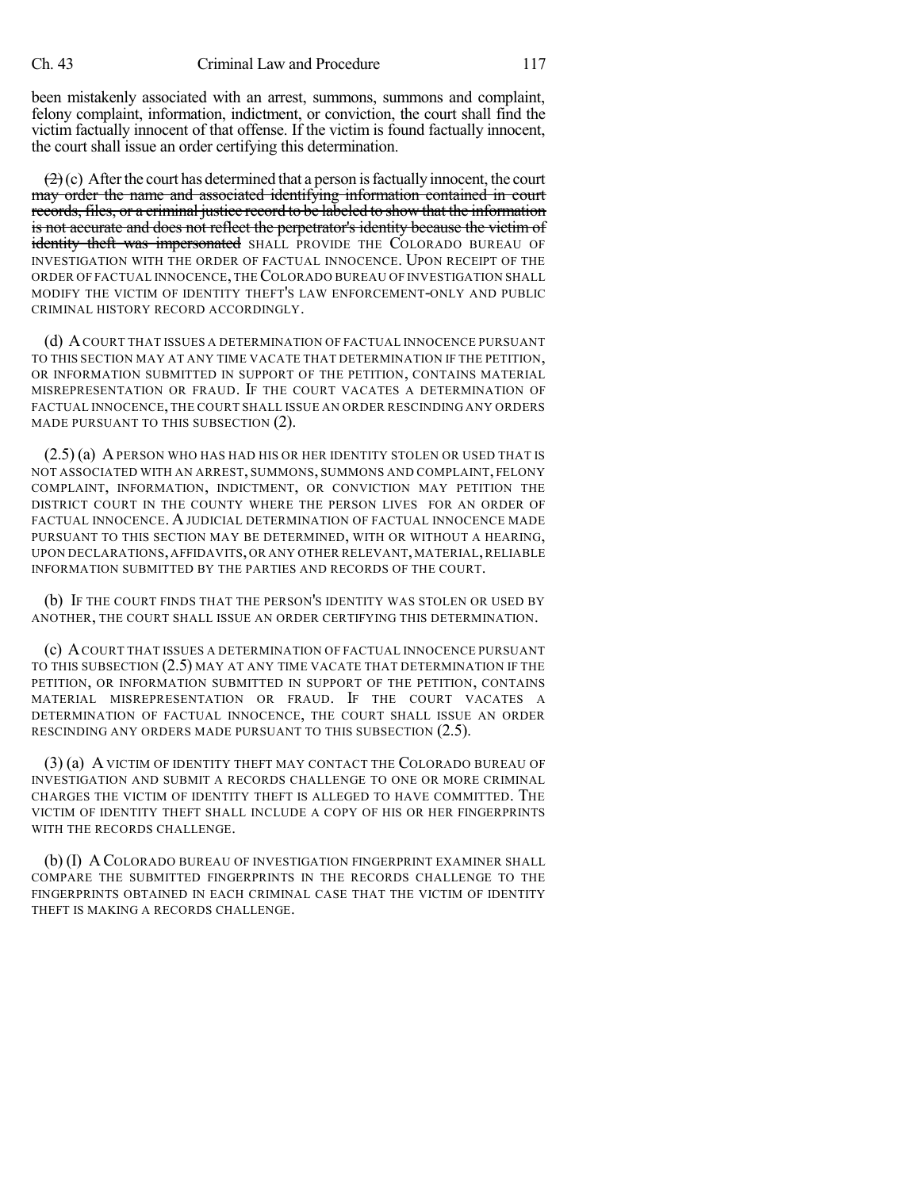been mistakenly associated with an arrest, summons, summons and complaint, felony complaint, information, indictment, or conviction, the court shall find the victim factually innocent of that offense. If the victim is found factually innocent, the court shall issue an order certifying this determination.

~~(2)~~ (c) After the court has determined that a person is factually innocent, the court ~~may order the name and associated identifying information contained in court records, files, or a criminal justice record to be labeled to show that the information is not accurate and does not reflect the perpetrator's identity because the victim of identity theft was impersonated~~ SHALL PROVIDE THE COLORADO BUREAU OF INVESTIGATION WITH THE ORDER OF FACTUAL INNOCENCE. UPON RECEIPT OF THE ORDER OF FACTUAL INNOCENCE, THE COLORADO BUREAU OF INVESTIGATION SHALL MODIFY THE VICTIM OF IDENTITY THEFT'S LAW ENFORCEMENT-ONLY AND PUBLIC CRIMINAL HISTORY RECORD ACCORDINGLY.

(d) A COURT THAT ISSUES A DETERMINATION OF FACTUAL INNOCENCE PURSUANT TO THIS SECTION MAY AT ANY TIME VACATE THAT DETERMINATION IF THE PETITION, OR INFORMATION SUBMITTED IN SUPPORT OF THE PETITION, CONTAINS MATERIAL MISREPRESENTATION OR FRAUD. IF THE COURT VACATES A DETERMINATION OF FACTUAL INNOCENCE, THE COURT SHALL ISSUE AN ORDER RESCINDING ANY ORDERS MADE PURSUANT TO THIS SUBSECTION (2).

(2.5) (a) A PERSON WHO HAS HAD HIS OR HER IDENTITY STOLEN OR USED THAT IS NOT ASSOCIATED WITH AN ARREST, SUMMONS, SUMMONS AND COMPLAINT, FELONY COMPLAINT, INFORMATION, INDICTMENT, OR CONVICTION MAY PETITION THE DISTRICT COURT IN THE COUNTY WHERE THE PERSON LIVES FOR AN ORDER OF FACTUAL INNOCENCE. A JUDICIAL DETERMINATION OF FACTUAL INNOCENCE MADE PURSUANT TO THIS SECTION MAY BE DETERMINED, WITH OR WITHOUT A HEARING, UPON DECLARATIONS, AFFIDAVITS, OR ANY OTHER RELEVANT, MATERIAL, RELIABLE INFORMATION SUBMITTED BY THE PARTIES AND RECORDS OF THE COURT.

(b) IF THE COURT FINDS THAT THE PERSON'S IDENTITY WAS STOLEN OR USED BY ANOTHER, THE COURT SHALL ISSUE AN ORDER CERTIFYING THIS DETERMINATION.

(c) A COURT THAT ISSUES A DETERMINATION OF FACTUAL INNOCENCE PURSUANT TO THIS SUBSECTION (2.5) MAY AT ANY TIME VACATE THAT DETERMINATION IF THE PETITION, OR INFORMATION SUBMITTED IN SUPPORT OF THE PETITION, CONTAINS MATERIAL MISREPRESENTATION OR FRAUD. IF THE COURT VACATES A DETERMINATION OF FACTUAL INNOCENCE, THE COURT SHALL ISSUE AN ORDER RESCINDING ANY ORDERS MADE PURSUANT TO THIS SUBSECTION (2.5).

(3) (a) A VICTIM OF IDENTITY THEFT MAY CONTACT THE COLORADO BUREAU OF INVESTIGATION AND SUBMIT A RECORDS CHALLENGE TO ONE OR MORE CRIMINAL CHARGES THE VICTIM OF IDENTITY THEFT IS ALLEGED TO HAVE COMMITTED. THE VICTIM OF IDENTITY THEFT SHALL INCLUDE A COPY OF HIS OR HER FINGERPRINTS WITH THE RECORDS CHALLENGE.

(b) (I) A COLORADO BUREAU OF INVESTIGATION FINGERPRINT EXAMINER SHALL COMPARE THE SUBMITTED FINGERPRINTS IN THE RECORDS CHALLENGE TO THE FINGERPRINTS OBTAINED IN EACH CRIMINAL CASE THAT THE VICTIM OF IDENTITY THEFT IS MAKING A RECORDS CHALLENGE.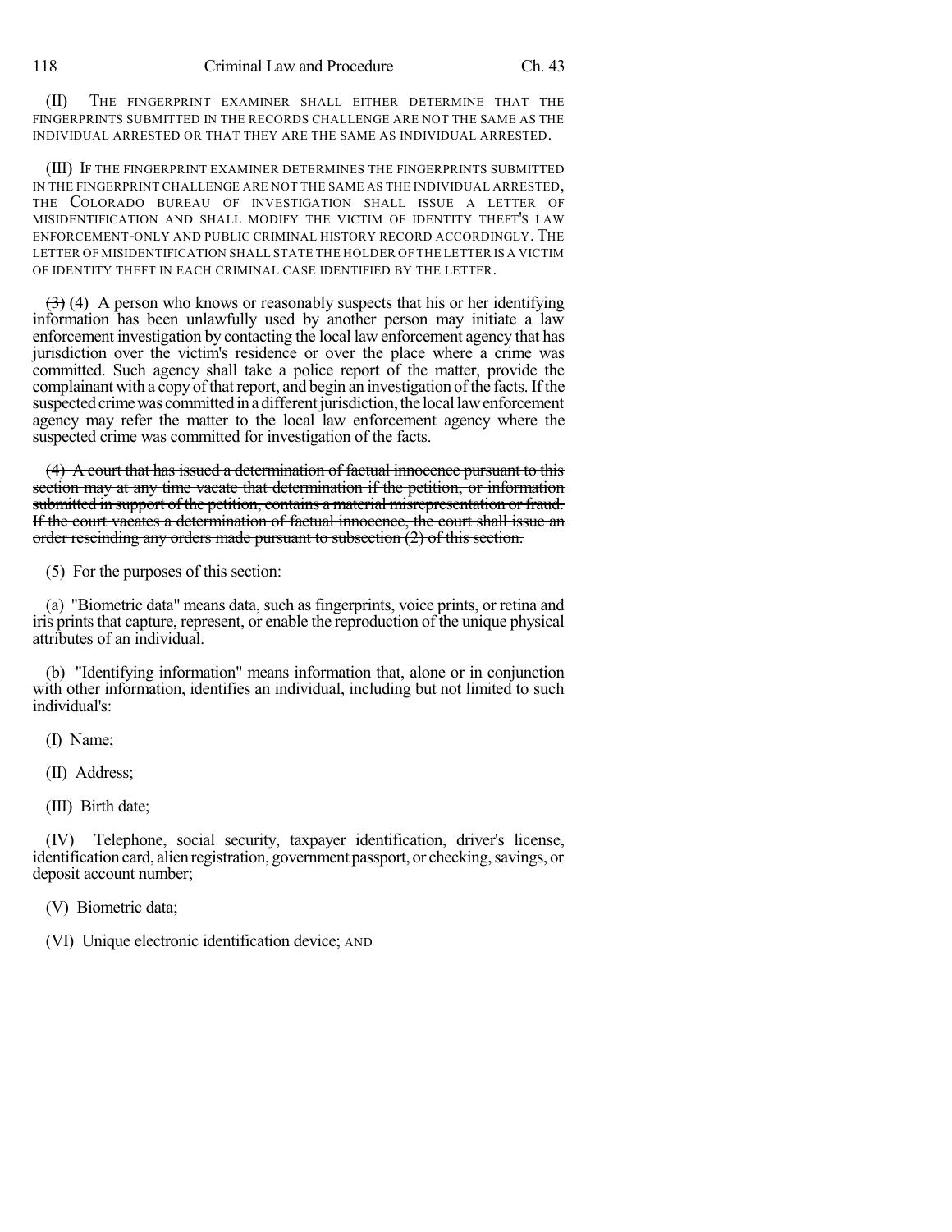(II) THE FINGERPRINT EXAMINER SHALL EITHER DETERMINE THAT THE FINGERPRINTS SUBMITTED IN THE RECORDS CHALLENGE ARE NOT THE SAME AS THE INDIVIDUAL ARRESTED OR THAT THEY ARE THE SAME AS INDIVIDUAL ARRESTED.

(III) IF THE FINGERPRINT EXAMINER DETERMINES THE FINGERPRINTS SUBMITTED IN THE FINGERPRINT CHALLENGE ARE NOT THE SAME AS THE INDIVIDUAL ARRESTED, THE COLORADO BUREAU OF INVESTIGATION SHALL ISSUE A LETTER OF MISIDENTIFICATION AND SHALL MODIFY THE VICTIM OF IDENTITY THEFT'S LAW ENFORCEMENT-ONLY AND PUBLIC CRIMINAL HISTORY RECORD ACCORDINGLY. THE LETTER OF MISIDENTIFICATION SHALL STATE THE HOLDER OF THE LETTER IS A VICTIM OF IDENTITY THEFT IN EACH CRIMINAL CASE IDENTIFIED BY THE LETTER.

~~(3)~~ (4) A person who knows or reasonably suspects that his or her identifying information has been unlawfully used by another person may initiate a law enforcement investigation by contacting the local law enforcement agency that has jurisdiction over the victim's residence or over the place where a crime was committed. Such agency shall take a police report of the matter, provide the complainant with a copy of that report, and begin an investigation of the facts. If the suspected crime was committed in a different jurisdiction, the local law enforcement agency may refer the matter to the local law enforcement agency where the suspected crime was committed for investigation of the facts.

~~(4) A court that has issued a determination of factual innocence pursuant to this section may at any time vacate that determination if the petition, or information submitted in support of the petition, contains a material misrepresentation or fraud. If the court vacates a determination of factual innocence, the court shall issue an order rescinding any orders made pursuant to subsection (2) of this section.~~

(5) For the purposes of this section:

(a) "Biometric data" means data, such as fingerprints, voice prints, or retina and iris prints that capture, represent, or enable the reproduction of the unique physical attributes of an individual.

(b) "Identifying information" means information that, alone or in conjunction with other information, identifies an individual, including but not limited to such individual's:

(I) Name;

(II) Address;

(III) Birth date;

(IV) Telephone, social security, taxpayer identification, driver's license, identification card, alien registration, government passport, or checking, savings, or deposit account number;

(V) Biometric data;

(VI) Unique electronic identification device; AND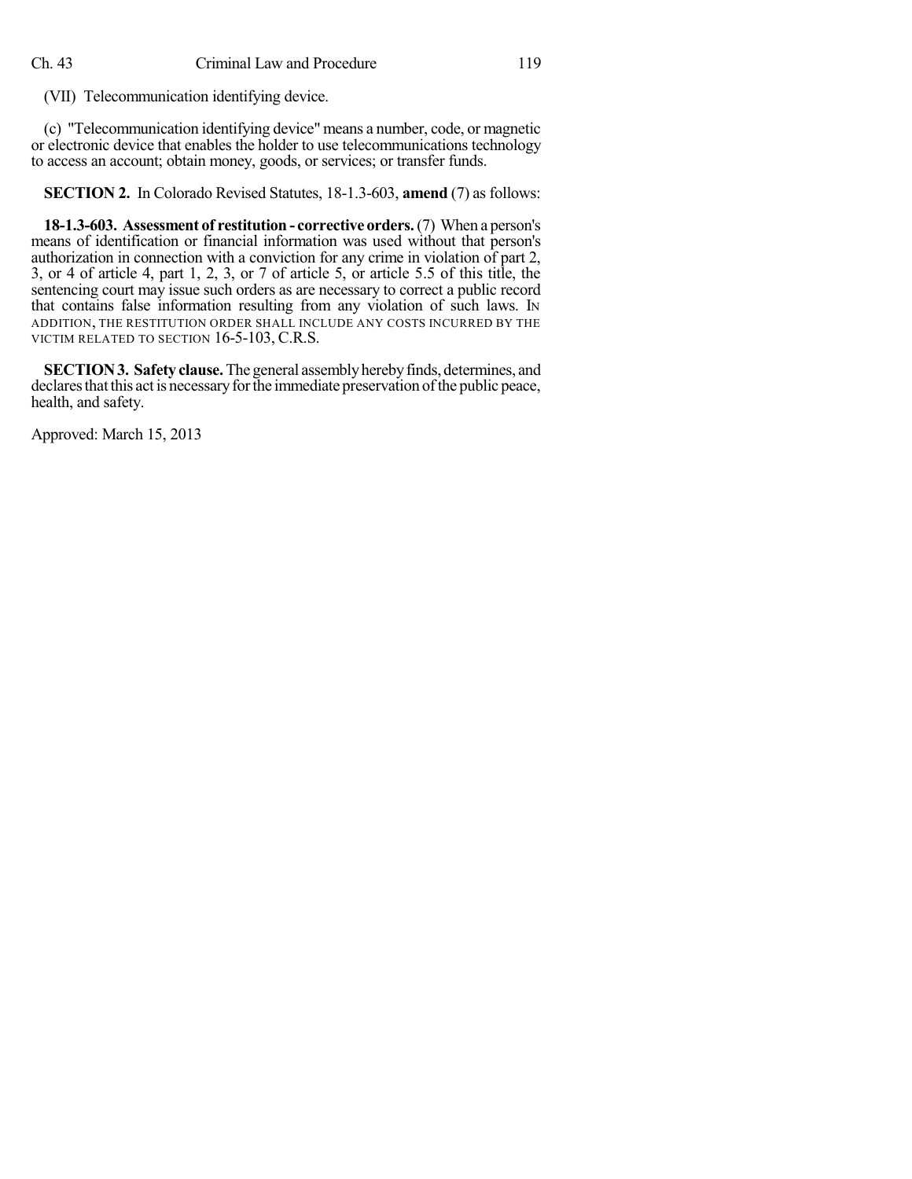(VII) Telecommunication identifying device.

(c) "Telecommunication identifying device" means a number, code, or magnetic or electronic device that enables the holder to use telecommunications technology to access an account; obtain money, goods, or services; or transfer funds.

**SECTION 2.** In Colorado Revised Statutes, 18-1.3-603, **amend** (7) as follows:

**18-1.3-603. Assessment of restitution - corrective orders.** (7) When a person's means of identification or financial information was used without that person's authorization in connection with a conviction for any crime in violation of part 2, 3, or 4 of article 4, part 1, 2, 3, or 7 of article 5, or article 5.5 of this title, the sentencing court may issue such orders as are necessary to correct a public record that contains false information resulting from any violation of such laws. IN ADDITION, THE RESTITUTION ORDER SHALL INCLUDE ANY COSTS INCURRED BY THE VICTIM RELATED TO SECTION 16-5-103, C.R.S.

**SECTION 3. Safety clause.** The general assembly hereby finds, determines, and declares that this act is necessary for the immediate preservation of the public peace, health, and safety.

Approved: March 15, 2013